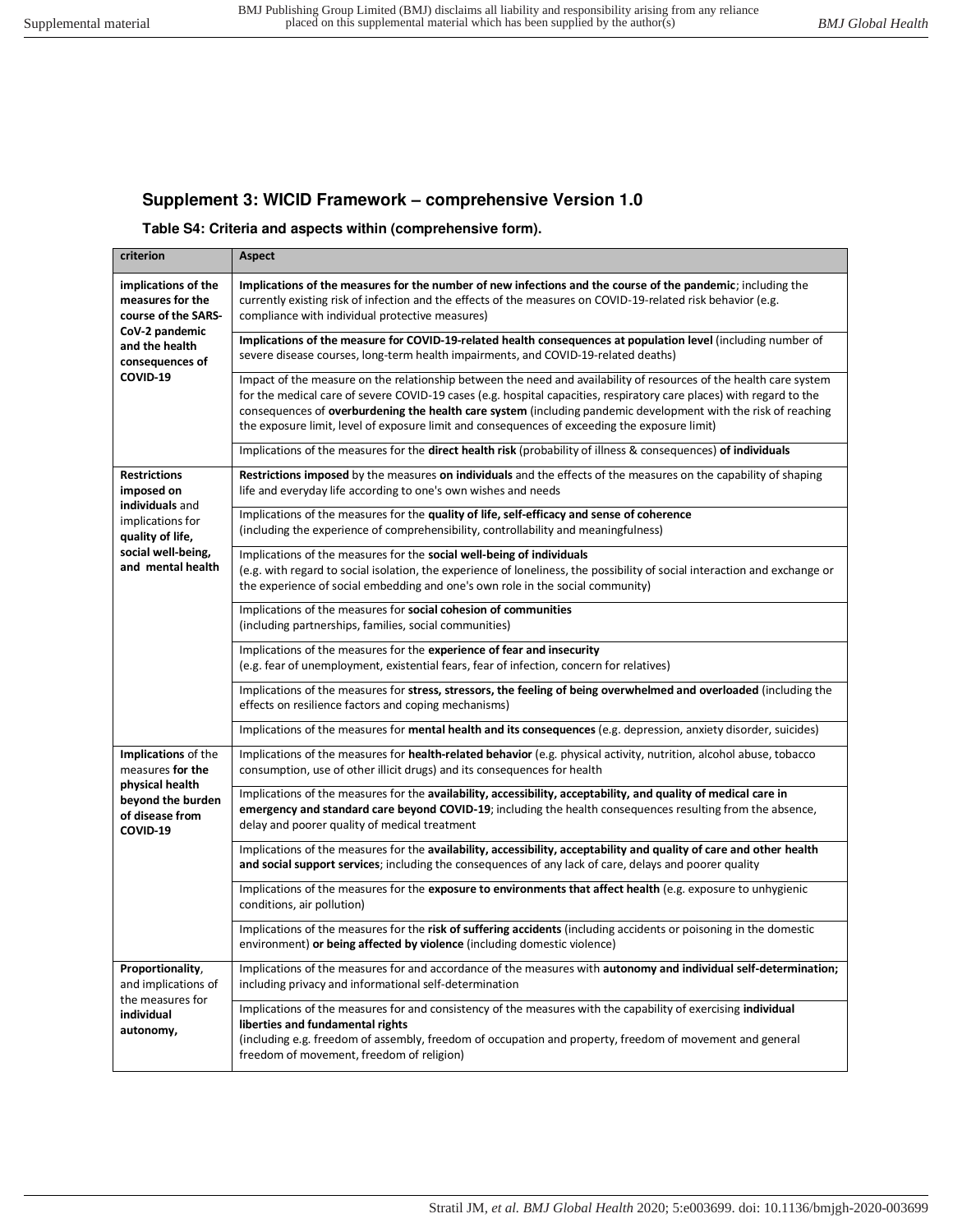## Supplement 3: WICID Framework – comprehensive Version 1.0

**Table S4: Criteria and aspects within (comprehensive form).**

| criterion | Aspect |
|---|---|
| **implications of the measures for the course of the SARS-CoV-2 pandemic and the health consequences of COVID-19** | **Implications of the measures for the number of new infections and the course of the pandemic**; including the currently existing risk of infection and the effects of the measures on COVID-19-related risk behavior (e.g. compliance with individual protective measures) |
| | **Implications of the measure for COVID-19-related health consequences at population level** (including number of severe disease courses, long-term health impairments, and COVID-19-related deaths) |
| | Impact of the measure on the relationship between the need and availability of resources of the health care system for the medical care of severe COVID-19 cases (e.g. hospital capacities, respiratory care places) with regard to the consequences of **overburdening the health care system** (including pandemic development with the risk of reaching the exposure limit, level of exposure limit and consequences of exceeding the exposure limit) |
| | Implications of the measures for the **direct health risk** (probability of illness & consequences) **of individuals** |
| **Restrictions imposed on individuals** and implications for **quality of life, social well-being, and mental health** | **Restrictions imposed** by the measures **on individuals** and the effects of the measures on the capability of shaping life and everyday life according to one's own wishes and needs |
| | Implications of the measures for the **quality of life, self-efficacy and sense of coherence** (including the experience of comprehensibility, controllability and meaningfulness) |
| | Implications of the measures for the **social well-being of individuals** (e.g. with regard to social isolation, the experience of loneliness, the possibility of social interaction and exchange or the experience of social embedding and one's own role in the social community) |
| | Implications of the measures for **social cohesion of communities** (including partnerships, families, social communities) |
| | Implications of the measures for the **experience of fear and insecurity** (e.g. fear of unemployment, existential fears, fear of infection, concern for relatives) |
| | Implications of the measures for **stress, stressors, the feeling of being overwhelmed and overloaded** (including the effects on resilience factors and coping mechanisms) |
| | Implications of the measures for **mental health and its consequences** (e.g. depression, anxiety disorder, suicides) |
| **Implications** of the measures **for the physical health beyond the burden of disease from COVID-19** | Implications of the measures for **health-related behavior** (e.g. physical activity, nutrition, alcohol abuse, tobacco consumption, use of other illicit drugs) and its consequences for health |
| | Implications of the measures for the **availability, accessibility, acceptability, and quality of medical care in emergency and standard care beyond COVID-19**; including the health consequences resulting from the absence, delay and poorer quality of medical treatment |
| | Implications of the measures for the **availability, accessibility, acceptability and quality of care and other health and social support services**; including the consequences of any lack of care, delays and poorer quality |
| | Implications of the measures for the **exposure to environments that affect health** (e.g. exposure to unhygienic conditions, air pollution) |
| | Implications of the measures for the **risk of suffering accidents** (including accidents or poisoning in the domestic environment) **or being affected by violence** (including domestic violence) |
| **Proportionality**, and implications of the measures for **individual autonomy,** | Implications of the measures for and accordance of the measures with **autonomy and individual self-determination;** including privacy and informational self-determination |
| | Implications of the measures for and consistency of the measures with the capability of exercising **individual liberties and fundamental rights** (including e.g. freedom of assembly, freedom of occupation and property, freedom of movement and general freedom of movement, freedom of religion) |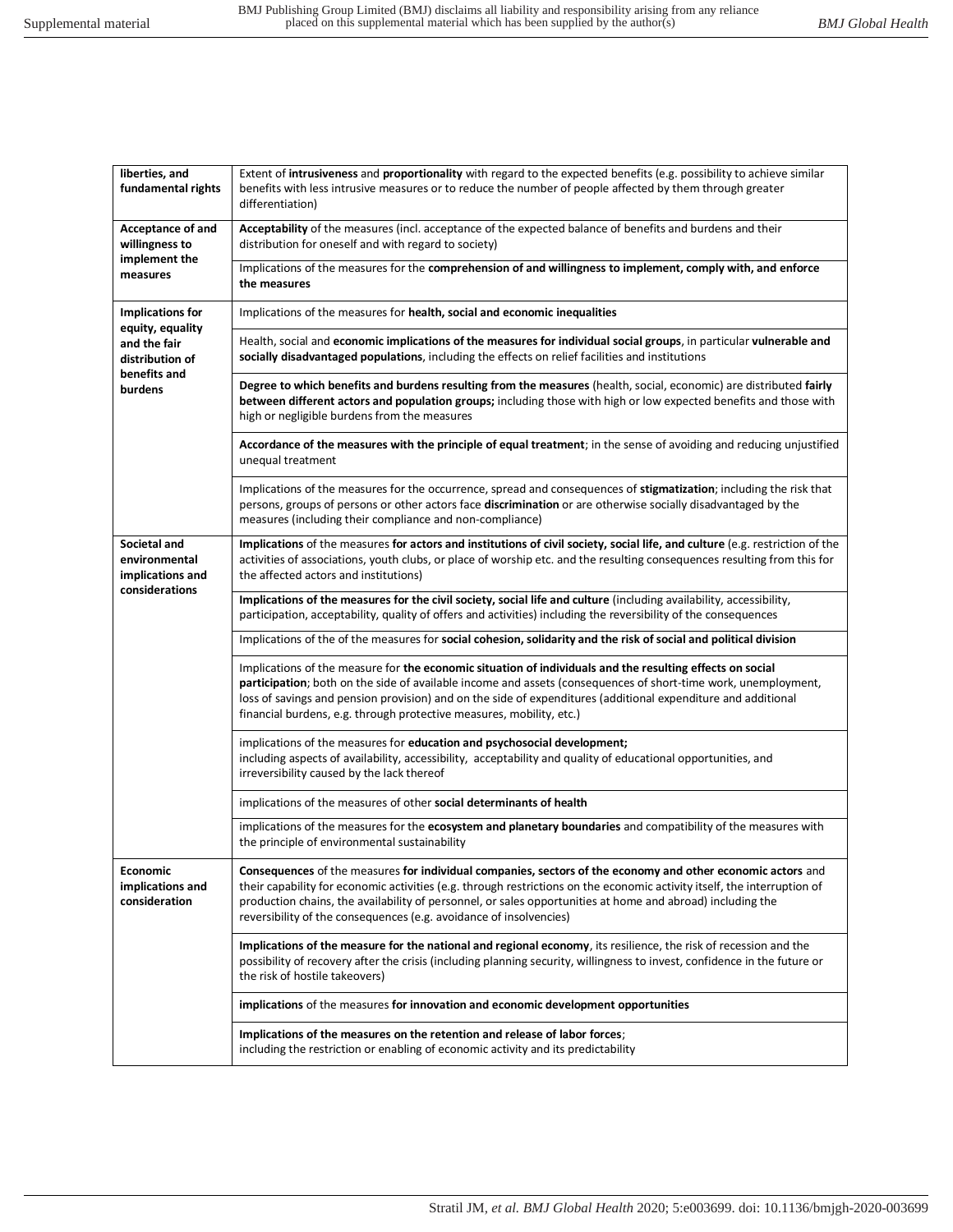| | |
|---|---|
| **liberties, and fundamental rights** | Extent of **intrusiveness** and **proportionality** with regard to the expected benefits (e.g. possibility to achieve similar benefits with less intrusive measures or to reduce the number of people affected by them through greater differentiation) |
| **Acceptance of and willingness to implement the measures** | **Acceptability** of the measures (incl. acceptance of the expected balance of benefits and burdens and their distribution for oneself and with regard to society) |
| | Implications of the measures for the **comprehension of and willingness to implement, comply with, and enforce the measures** |
| **Implications for equity, equality and the fair distribution of benefits and burdens** | Implications of the measures for **health, social and economic inequalities** |
| | Health, social and **economic implications of the measures for individual social groups**, in particular **vulnerable and socially disadvantaged populations**, including the effects on relief facilities and institutions |
| | **Degree to which benefits and burdens resulting from the measures** (health, social, economic) are distributed **fairly between different actors and population groups;** including those with high or low expected benefits and those with high or negligible burdens from the measures |
| | **Accordance of the measures with the principle of equal treatment**; in the sense of avoiding and reducing unjustified unequal treatment |
| | Implications of the measures for the occurrence, spread and consequences of **stigmatization**; including the risk that persons, groups of persons or other actors face **discrimination** or are otherwise socially disadvantaged by the measures (including their compliance and non-compliance) |
| **Societal and environmental implications and considerations** | **Implications** of the measures **for actors and institutions of civil society, social life, and culture** (e.g. restriction of the activities of associations, youth clubs, or place of worship etc. and the resulting consequences resulting from this for the affected actors and institutions) |
| | **Implications of the measures for the civil society, social life and culture** (including availability, accessibility, participation, acceptability, quality of offers and activities) including the reversibility of the consequences |
| | Implications of the of the measures for **social cohesion, solidarity and the risk of social and political division** |
| | Implications of the measure for **the economic situation of individuals and the resulting effects on social participation**; both on the side of available income and assets (consequences of short-time work, unemployment, loss of savings and pension provision) and on the side of expenditures (additional expenditure and additional financial burdens, e.g. through protective measures, mobility, etc.) |
| | implications of the measures for **education and psychosocial development;** including aspects of availability, accessibility, acceptability and quality of educational opportunities, and irreversibility caused by the lack thereof |
| | implications of the measures of other **social determinants of health** |
| | implications of the measures for the **ecosystem and planetary boundaries** and compatibility of the measures with the principle of environmental sustainability |
| **Economic implications and consideration** | **Consequences** of the measures **for individual companies, sectors of the economy and other economic actors** and their capability for economic activities (e.g. through restrictions on the economic activity itself, the interruption of production chains, the availability of personnel, or sales opportunities at home and abroad) including the reversibility of the consequences (e.g. avoidance of insolvencies) |
| | **Implications of the measure for the national and regional economy**, its resilience, the risk of recession and the possibility of recovery after the crisis (including planning security, willingness to invest, confidence in the future or the risk of hostile takeovers) |
| | **implications** of the measures **for innovation and economic development opportunities** |
| | **Implications of the measures on the retention and release of labor forces**; including the restriction or enabling of economic activity and its predictability |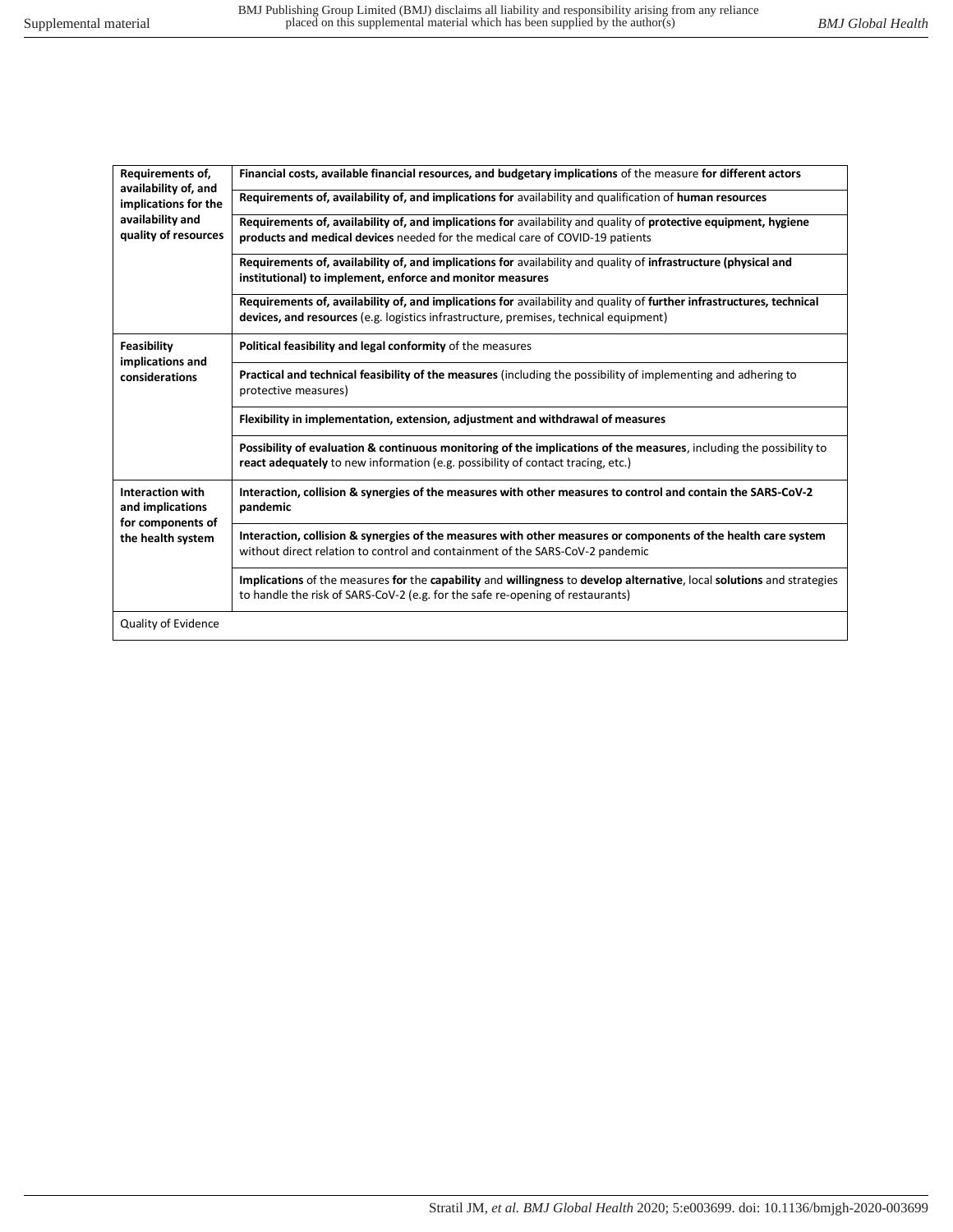| | |
|---|---|
| **Requirements of, availability of, and implications for the availability and quality of resources** | **Financial costs, available financial resources, and budgetary implications** of the measure **for different actors** |
| | **Requirements of, availability of, and implications for** availability and qualification of **human resources** |
| | **Requirements of, availability of, and implications for** availability and quality of **protective equipment, hygiene products and medical devices** needed for the medical care of COVID-19 patients |
| | **Requirements of, availability of, and implications for** availability and quality of **infrastructure (physical and institutional) to implement, enforce and monitor measures** |
| | **Requirements of, availability of, and implications for** availability and quality of **further infrastructures, technical devices, and resources** (e.g. logistics infrastructure, premises, technical equipment) |
| **Feasibility implications and considerations** | **Political feasibility and legal conformity** of the measures |
| | **Practical and technical feasibility of the measures** (including the possibility of implementing and adhering to protective measures) |
| | **Flexibility in implementation, extension, adjustment and withdrawal of measures** |
| | **Possibility of evaluation & continuous monitoring of the implications of the measures**, including the possibility to **react adequately** to new information (e.g. possibility of contact tracing, etc.) |
| **Interaction with and implications for components of the health system** | **Interaction, collision & synergies of the measures with other measures to control and contain the SARS-CoV-2 pandemic** |
| | **Interaction, collision & synergies of the measures with other measures or components of the health care system** without direct relation to control and containment of the SARS-CoV-2 pandemic |
| | **Implications** of the measures **for** the **capability** and **willingness** to **develop alternative**, local **solutions** and strategies to handle the risk of SARS-CoV-2 (e.g. for the safe re-opening of restaurants) |
| Quality of Evidence | |